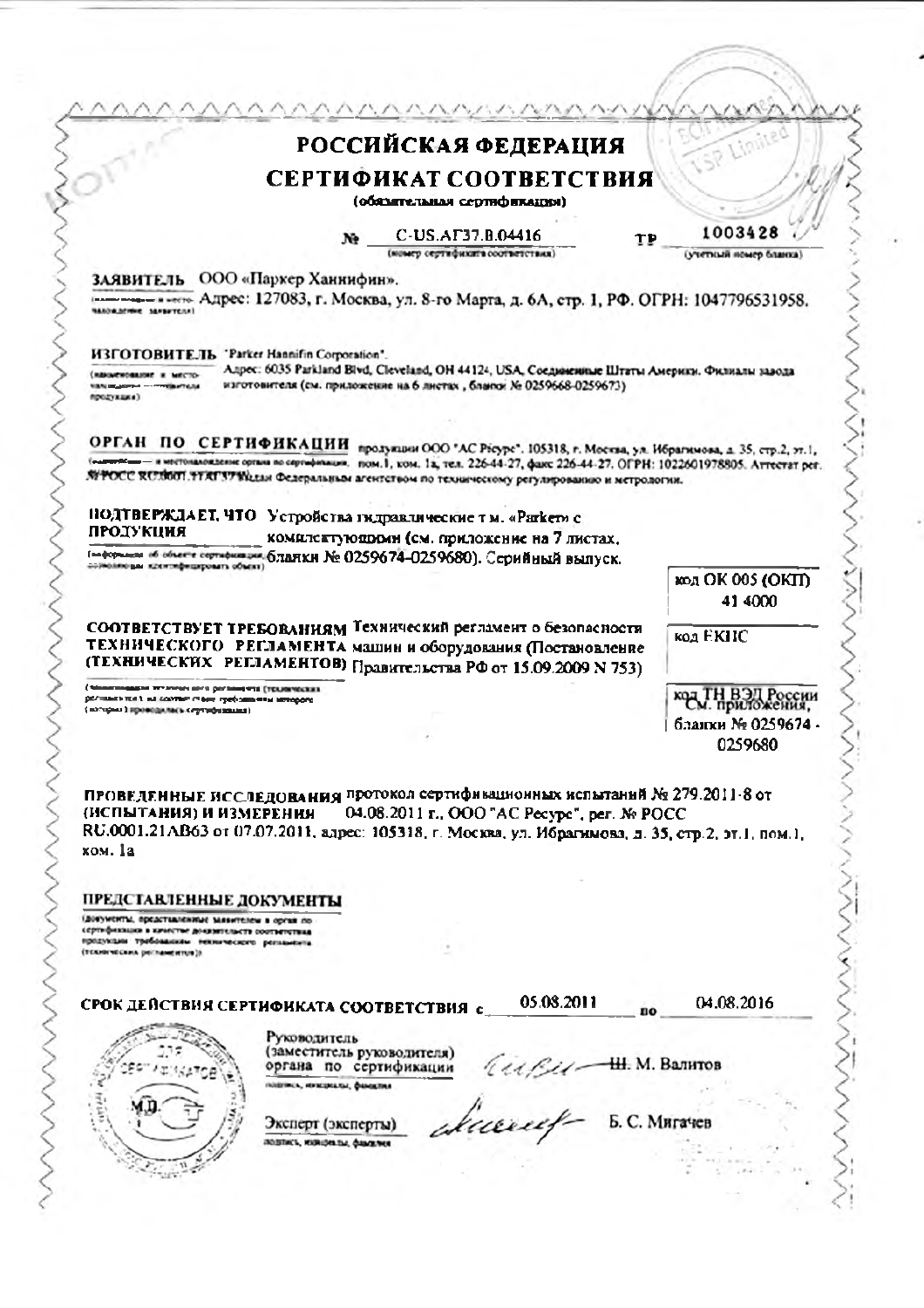# РОССИЙСКАЯ ФЕДЕРАЦИЯ

## СЕРТИФИКАТ СООТВЕТСТВИЯ

(обязательная сертификация)

№ C-US.АГ37.В.04416 ТР 1003428

(номер сертификата соответствия) (учетный номер бланка)

**ЗАЯВИТЕЛЬ** ООО «Паркер Ханнифин».

(наименование и местонахождение заявителя) Адрес: 127083, г. Москва, ул. 8-го Марта, д. 6А, стр. 1, РФ. ОГРН: 1047796531958.

**ИЗГОТОВИТЕЛЬ** "Parker Hannifin Corporation".

(наименование и местонахождение изготовителя продукции) Адрес: 6035 Parkland Blvd, Cleveland, OH 44124, USA, Соединенные Штаты Америки. Филиалы завода изготовителя (см. приложение на 6 листах, бланки № 0259668-0259673)

**ОРГАН ПО СЕРТИФИКАЦИИ** продукции ООО "АС Ресурс". 105318, г. Москва, ул. Ибрагимова, д. 35, стр.2, эт.1, (наименование и местонахождение органа по сертификации) пом.1, ком. 1а, тел. 226-44-27, факс 226-44-27. ОГРН: 1022601978805. Аттестат рег. № РОСС RU.0001.11АГ37 выдан Федеральным агентством по техническому регулированию и метрологии.

**ПОДТВЕРЖДАЕТ, ЧТО ПРОДУКЦИЯ** Устройства гидравлические т.м. «Parker» с комплектующими (см. приложение на 7 листах, (информация об объекте сертификации, позволяющая идентифицировать объект) бланки № 0259674-0259680). Серийный выпуск.

код ОК 005 (ОКП) 41 4000

**СООТВЕТСТВУЕТ ТРЕБОВАНИЯМ ТЕХНИЧЕСКОГО РЕГЛАМЕНТА (ТЕХНИЧЕСКИХ РЕГЛАМЕНТОВ)** Технический регламент о безопасности машин и оборудования (Постановление Правительства РФ от 15.09.2009 N 753)

(наименование технического регламента (технических регламентов), на соответствие требованиям которого (которых) проводилась сертификация)

код ЕКПС

код ТН ВЭД России См. приложения, бланки № 0259674 - 0259680

**ПРОВЕДЕННЫЕ ИССЛЕДОВАНИЯ (ИСПЫТАНИЯ) И ИЗМЕРЕНИЯ** протокол сертификационных испытаний № 279.2011-8 от 04.08.2011 г., ООО "АС Ресурс", рег. № РОСС RU.0001.21АВ63 от 07.07.2011, адрес: 105318, г. Москва, ул. Ибрагимова, д. 35, стр.2, эт.1, пом.1, ком. 1а

**ПРЕДСТАВЛЕННЫЕ ДОКУМЕНТЫ**

(документы, представленные заявителем в орган по сертификации в качестве доказательств соответствия продукции требованиям технического регламента (технических регламентов))

**СРОК ДЕЙСТВИЯ СЕРТИФИКАТА СООТВЕТСТВИЯ** с 05.08.2011 по 04.08.2016

Руководитель (заместитель руководителя) органа по сертификации — Ш. М. Валитов

(подпись, инициалы, фамилия)

Эксперт (эксперты) — Б. С. Мигачев

(подпись, инициалы, фамилия)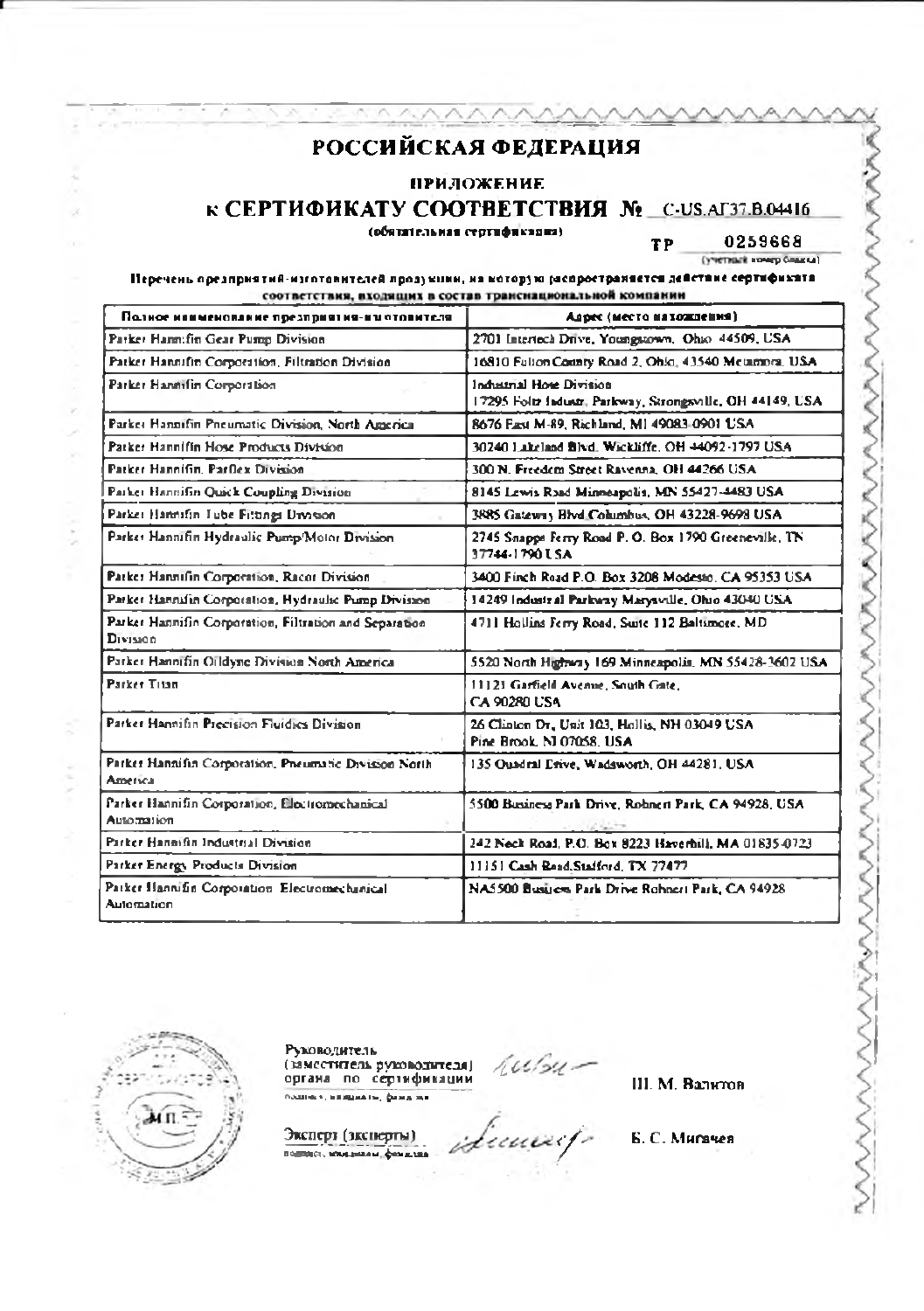# РОССИЙСКАЯ ФЕДЕРАЦИЯ

## ПРИЛОЖЕНИЕ

## к СЕРТИФИКАТУ СООТВЕТСТВИЯ № C-US.АГ37.В.04416

(обязательная сертификация)

ТР 0259668

(учетный номер бланка)

**Перечень предприятий-изготовителей продукции, на которую распространяется действие сертификата соответствия, входящих в состав транснациональной компании**

| Полное наименование предприятия-изготовителя | Адрес (место нахождения) |
|---|---|
| Parker Hannifin Gear Pump Division | 2701 Intertech Drive, Youngstown, Ohio 44509, USA |
| Parker Hannifin Corporation, Filtration Division | 16810 Fulton County Road 2, Ohio, 43540 Metamora, USA |
| Parker Hannifin Corporation | Industrial Hose Division<br>17295 Foltz Industr. Parkway, Strongsville, OH 44149, USA |
| Parker Hannifin Pneumatic Division, North America | 8676 East M-89, Richland, MI 49083-0901 USA |
| Parker Hannifin Hose Products Division | 30240 Lakeland Blvd, Wickliffe, OH 44092-1797 USA |
| Parker Hannifin, Parflex Division | 300 N. Freedom Street Ravenna, OH 44266 USA |
| Parker Hannifin Quick Coupling Division | 8145 Lewis Road Minneapolis, MN 55427-4483 USA |
| Parker Hannifin Tube Fittings Division | 3885 Gateway Blvd Columbus, OH 43228-9698 USA |
| Parker Hannifin Hydraulic Pump/Motor Division | 2745 Snapps Ferry Road P. O. Box 1790 Greeneville, TN 37744-1790 USA |
| Parker Hannifin Corporation, Racor Division | 3400 Finch Road P.O. Box 3208 Modesto, CA 95353 USA |
| Parker Hannifin Corporation, Hydraulic Pump Division | 14249 Industrial Parkway Marysville, Ohio 43040 USA |
| Parker Hannifin Corporation, Filtration and Separation Division | 4711 Hollins Ferry Road, Suite 112 Baltimore, MD |
| Parker Hannifin Olldyne Division North America | 5520 North Highway 169 Minneapolis, MN 55428-3602 USA |
| Parker Titan | 11121 Garfield Avenue, South Gate, CA 90280 USA |
| Parker Hannifin Precision Fluidics Division | 26 Clinton Dr, Unit 103, Hollis, NH 03049 USA<br>Pine Brook, NJ 07058, USA |
| Parker Hannifin Corporation, Pneumatic Division North America | 135 Quadral Drive, Wadsworth, OH 44281, USA |
| Parker Hannifin Corporation, Electromechanical Automation | 5500 Business Park Drive, Rohnert Park, CA 94928, USA |
| Parker Hannifin Industrial Division | 242 Neck Road, P.O. Box 8223 Haverhill, MA 01835-0723 |
| Parker Energy Products Division | 11151 Cash Road, Stafford, TX 77477 |
| Parker Hannifin Corporation Electromechanical Automation | NA5500 Business Park Drive Rohnert Park, CA 94928 |

Руководитель (заместитель руководителя) органа по сертификации — Ш. М. Валитов

подпись, инициалы, фамилия

Эксперт (эксперты) — Б. С. Мигачев

подпись, инициалы, фамилия

М.П.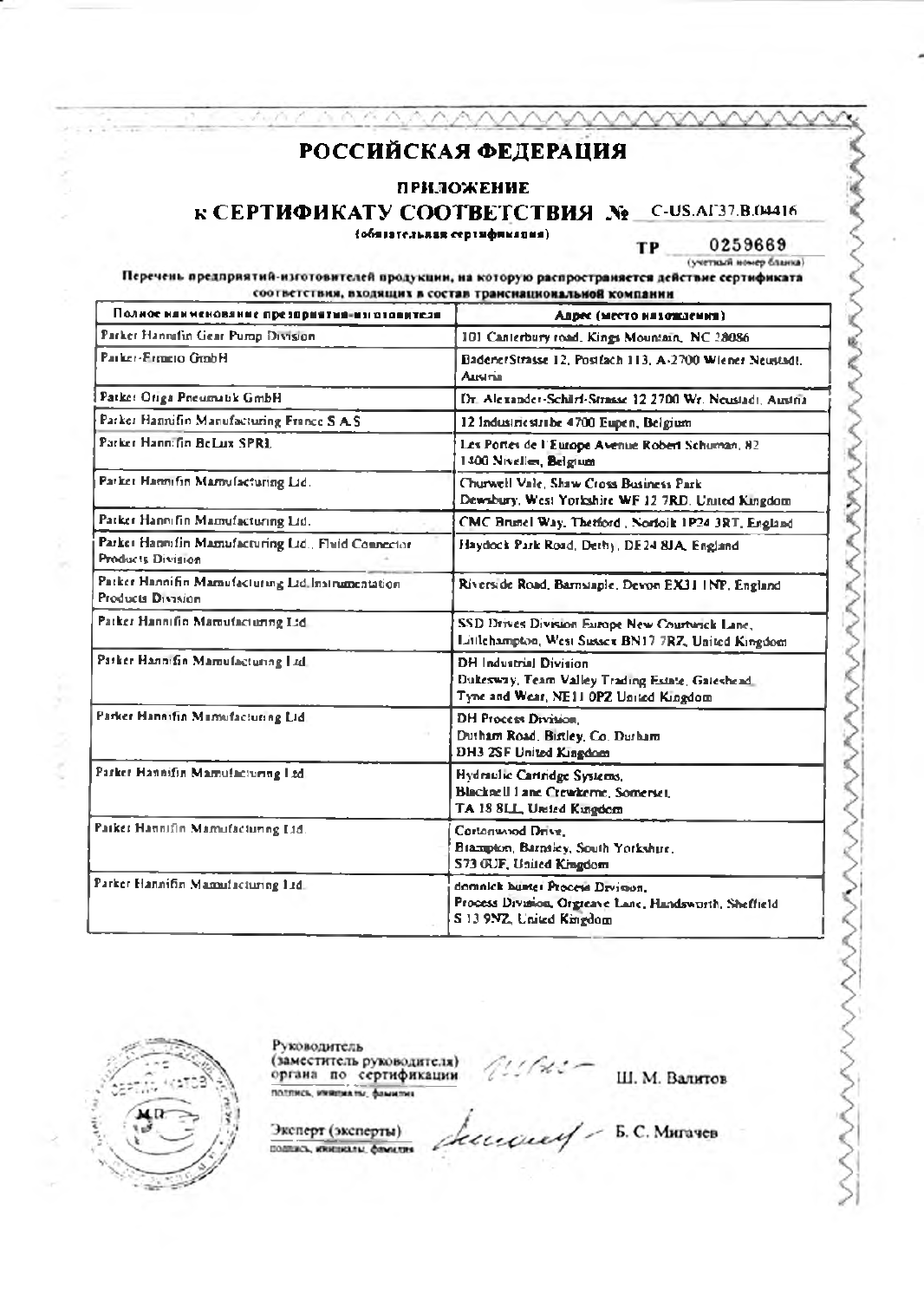# РОССИЙСКАЯ ФЕДЕРАЦИЯ

## ПРИЛОЖЕНИЕ

## к СЕРТИФИКАТУ СООТВЕТСТВИЯ № C-US.АГ37.В.04416

(обязательная сертификация)

ТР 0259669
(учетный номер бланка)

**Перечень предприятий-изготовителей продукции, на которую распространяется действие сертификата соответствия, входящих в состав транснациональной компании**

| Полное наименование предприятия-изготовителя | Адрес (место нахождения) |
|---|---|
| Parker Hannifin Gear Pump Division | 101 Canterbury road, Kings Mountain, NC 28086 |
| Parker-Ermeto GmbH | BadenerStrasse 12, Postfach 113, A-2700 Wiener Neustadt, Austria |
| Parker Origa Pneumatik GmbH | Dr. Alexander-Schärf-Strasse 12 2700 Wr. Neustadt, Austria |
| Parker Hannifin Manufacturing France S.A.S | 12 Industriestraße 4700 Eupen, Belgium |
| Parker Hannifin BeLux SPRL | Les Portes de l'Europe Avenue Robert Schuman, 82 1400 Nivelles, Belgium |
| Parker Hannifin Manufacturing Ltd. | Churwell Vale, Shaw Cross Business Park Dewsbury, West Yorkshire WF 12 7RD, United Kingdom |
| Parker Hannifin Manufacturing Ltd. | CMC Brunel Way, Thetford, Norfolk IP24 3RT, England |
| Parker Hannifin Manufacturing Ltd., Fluid Connector Products Division | Haydock Park Road, Derby, DE24 8JA, England |
| Parker Hannifin Manufacturing Ltd, Instrumentation Products Division | Riverside Road, Barnstaple, Devon EX31 1NP, England |
| Parker Hannifin Manufacturing Ltd. | SSD Drives Division Europe New Courtwick Lane, Littlehampton, West Sussex BN17 7RZ, United Kingdom |
| Parker Hannifin Manufacturing Ltd. | DH Industrial Division Dukesway, Team Valley Trading Estate, Gateshead, Tyne and Wear, NE11 0PZ United Kingdom |
| Parker Hannifin Manufacturing Ltd. | DH Process Division, Durham Road, Birtley, Co. Durham DH3 2SF United Kingdom |
| Parker Hannifin Manufacturing Ltd. | Hydraulic Cartridge Systems, Blacknell Lane Crewkerne, Somerset, TA 18 8LL, United Kingdom |
| Parker Hannifin Manufacturing Ltd. | Cortonwood Drive, Brampton, Barnsley, South Yorkshire, S73 0UF, United Kingdom |
| Parker Hannifin Manufacturing Ltd. | domnick hunter Process Division, Process Division, Orgreave Lane, Handsworth, Sheffield S 13 9NZ, United Kingdom |

Руководитель (заместитель руководителя) органа по сертификации — Ш. М. Валитов
подпись, инициалы, фамилия

Эксперт (эксперты) — Б. С. Мигачев
подпись, инициалы, фамилия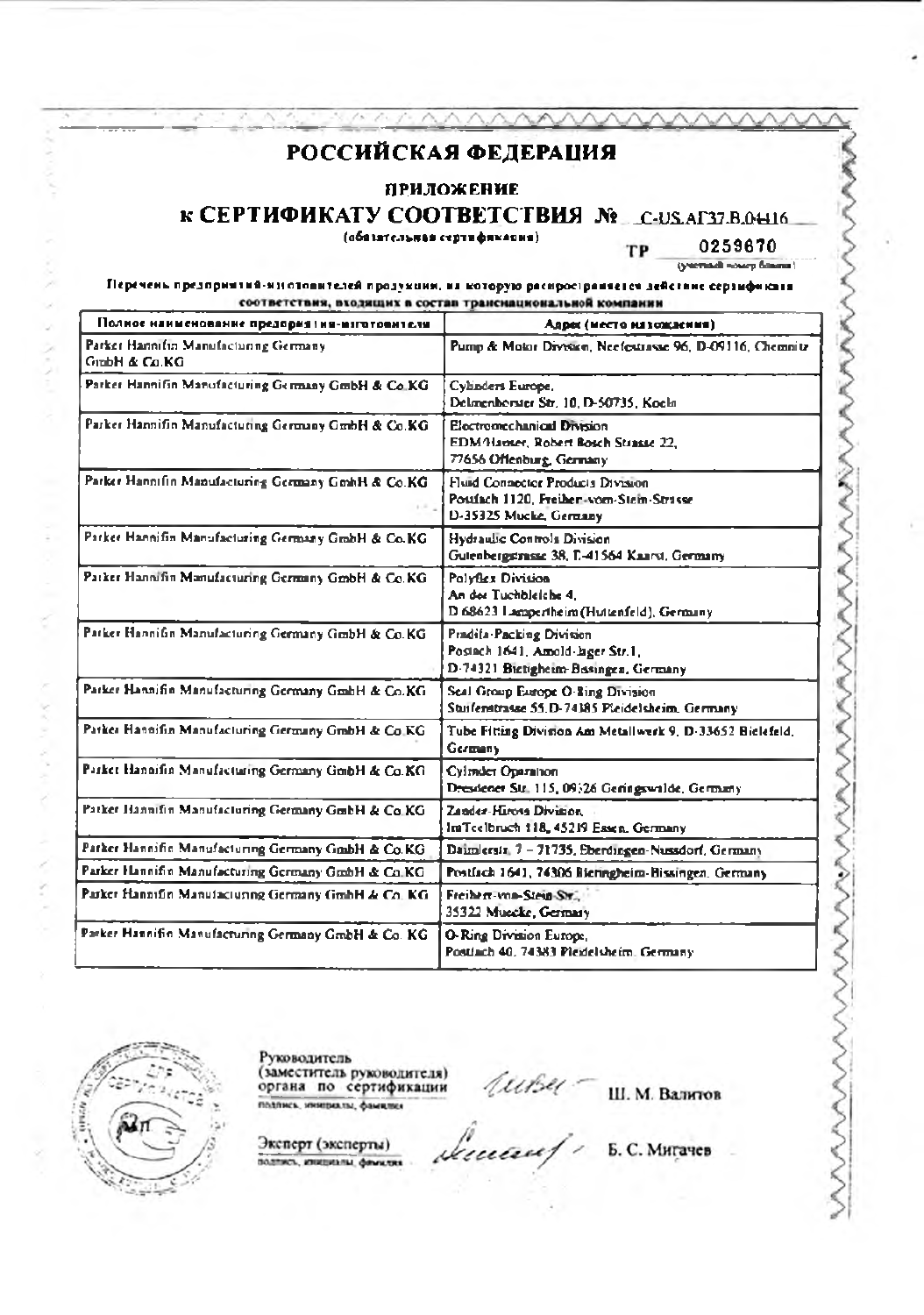# РОССИЙСКАЯ ФЕДЕРАЦИЯ

## ПРИЛОЖЕНИЕ

## к СЕРТИФИКАТУ СООТВЕТСТВИЯ № C-US.АГ37.В.04416

(обязательная сертификация)

ТР 0259670

(учетный номер бланка)

**Перечень предприятий-изготовителей продукции, на которую распространяется действие сертификата соответствия, входящих в состав транснациональной компании**

| Полное наименование предприятия-изготовителя | Адрес (место нахождения) |
|---|---|
| Parker Hannifin Manufacturing Germany GmbH & Co.KG | Pump & Motor Division, Neefestrasse 96, D-09116, Chemnitz |
| Parker Hannifin Manufacturing Germany GmbH & Co.KG | Cylinders Europe, Delmenhorster Str. 10, D-50735, Koeln |
| Parker Hannifin Manufacturing Germany GmbH & Co.KG | Electromechanical Division EDM/Hauser, Robert Bosch Strasse 22, 77656 Offenburg, Germany |
| Parker Hannifin Manufacturing Germany GmbH & Co.KG | Fluid Connector Products Division Postfach 1120, Freiherr-vom-Stein-Strasse D-35325 Mucke, Germany |
| Parker Hannifin Manufacturing Germany GmbH & Co.KG | Hydraulic Controls Division Gutenbergstrasse 38, D-41564 Kaarst, Germany |
| Parker Hannifin Manufacturing Germany GmbH & Co.KG | Polyflex Division An der Tuchbleiche 4, D 68623 Lampertheim(Huttenfeld), Germany |
| Parker Hannifin Manufacturing Germany GmbH & Co.KG | Pradifa-Packing Division Postach 1641, Arnold-Jager Str.1, D-74321 Bietigheim-Bissingen, Germany |
| Parker Hannifin Manufacturing Germany GmbH & Co.KG | Seal Group Europe O-Ring Division Stuifenstrasse 55 D-74385 Pleidelsheim, Germany |
| Parker Hannifin Manufacturing Germany GmbH & Co.KG | Tube Fitting Division Am Metallwerk 9, D-33652 Bielefeld, Germany |
| Parker Hannifin Manufacturing Germany GmbH & Co.KG | Cylinder Operation Dresdener Str. 115, 09326 Geringswalde, Germany |
| Parker Hannifin Manufacturing Germany GmbH & Co.KG | Zander-Hiross Division, ImTeelbruch 118, 45219 Essen, Germany |
| Parker Hannifin Manufacturing Germany GmbH & Co.KG | Daimlerstr. 7 – 71735, Eberdingen-Nussdorf, Germany |
| Parker Hannifin Manufacturing Germany GmbH & Co.KG | Postfach 1641, 74306 Bietigheim-Bissingen, Germany |
| Parker Hannifin Manufacturing Germany GmbH & Co. KG | Freiherr-vom-Stein-Str., 35322 Muecke, Germany |
| Parker Hannifin Manufacturing Germany GmbH & Co. KG | O-Ring Division Europe, Postfach 40, 74383 Pleidelsheim, Germany |

Руководитель (заместитель руководителя) органа по сертификации
подпись, инициалы, фамилия

Ш. М. Валитов

Эксперт (эксперты)
подпись, инициалы, фамилия

Б. С. Мигачев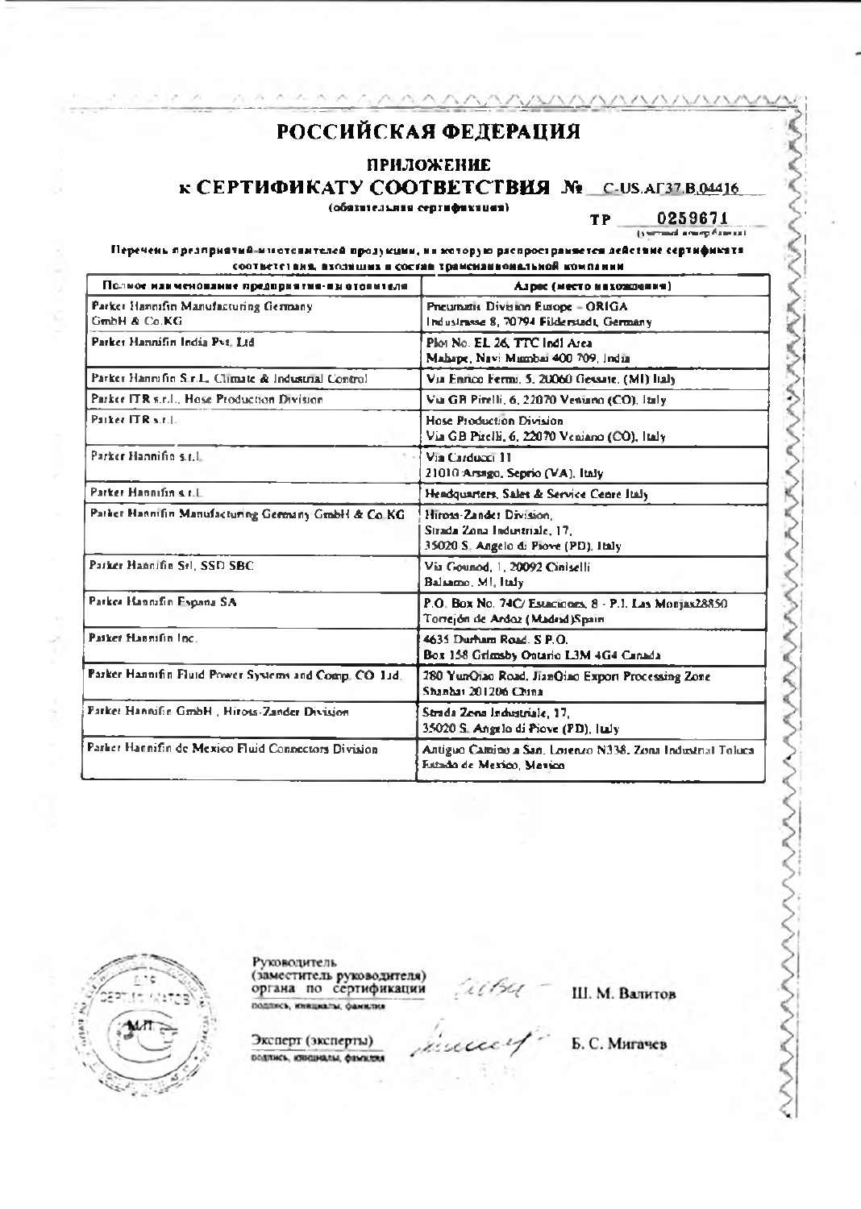# РОССИЙСКАЯ ФЕДЕРАЦИЯ

## ПРИЛОЖЕНИЕ

## к СЕРТИФИКАТУ СООТВЕТСТВИЯ № C-US.АГ37.В.04416

(обязательная сертификация)

ТР 0259671

(учетный номер бланка)

**Перечень предприятий-изготовителей продукции, на которую распространяется действие сертификата соответствия, входящих в состав транснациональной компании**

| Полное наименование предприятия-изготовителя | Адрес (место нахождения) |
|---|---|
| Parker Hannifin Manufacturing Germany GmbH & Co.KG | Pneumatic Division Europe – ORIGA Industrasse 8, 70794 Filderstadt, Germany |
| Parker Hannifin India Pvt. Ltd | Plot No. EL 26, TTC Indl Area Mahape, Navi Mumbai 400 709, India |
| Parker Hannifin S.r.L. Climate & Industrial Control | Via Enrico Fermi, 5, 20060 Gessate, (MI) Italy |
| Parker ITR s.r.l., Hose Production Division | Via GB Pirelli, 6, 22070 Veniano (CO), Italy |
| Parker ITR s.r.l. | Hose Production Division Via GB Pirelli, 6, 22070 Veniano (CO), Italy |
| Parker Hannifin s.r.l. | Via Carducci 11 21010 Arsago, Seprio (VA), Italy |
| Parker Hannifin s.r.l. | Headquarters, Sales & Service Centre Italy |
| Parker Hannifin Manufacturing Germany GmbH & Co.KG | Hiross-Zander Division, Strada Zona Industriale, 17, 35020 S. Angelo di Piove (PD), Italy |
| Parker Hannifin Srl, SSD SBC | Via Gounod, 1, 20092 Ciniselli Balsamo, MI, Italy |
| Parker Hannifin Espana SA | P.O. Box No. 74C/ Estaciones, 8 - P.I. Las Monjas28850 Torrejón de Ardoz (Madrid)Spain |
| Parker Hannifin Inc. | 4635 Durham Road, S P.O. Box 158 Grimsby Ontario L3M 4G4 Canada |
| Parker Hannifin Fluid Power Systems and Comp. CO. Ltd. | 280 YunQiao Road, JianQiao Export Processing Zone Shanhai 201206 China |
| Parker Hannifin GmbH , Hiross-Zander Division | Strada Zona Industriale, 17, 35020 S. Angelo di Piove (PD), Italy |
| Parker Hannifin de Mexico Fluid Connectors Division | Antiguo Camino a San. Lorenzo N338, Zona Industrial Toluca Estado de Mexico, Mexico |

Руководитель (заместитель руководителя) органа по сертификации — Ш. М. Валитов

подпись, инициалы, фамилия

Эксперт (эксперты) — Б. С. Мигачев

подпись, инициалы, фамилия

М.П.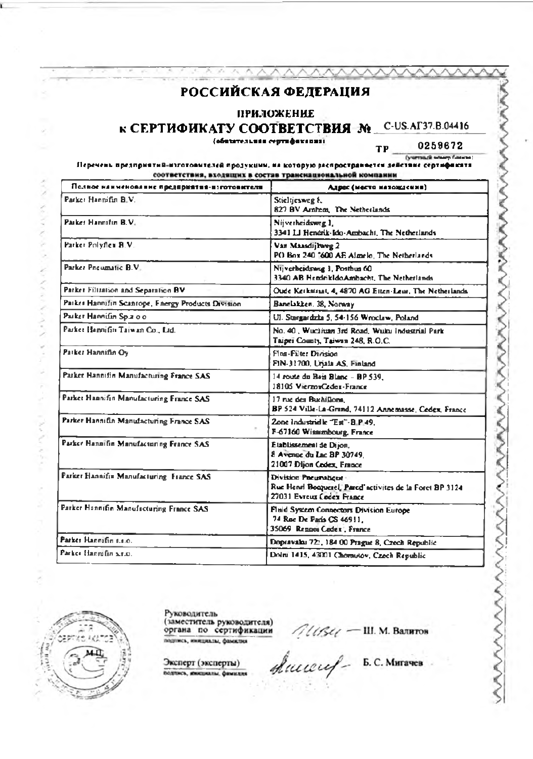# РОССИЙСКАЯ ФЕДЕРАЦИЯ

## ПРИЛОЖЕНИЕ

## к СЕРТИФИКАТУ СООТВЕТСТВИЯ № C-US.АГ37.В.04416

(обязательная сертификация)

ТР 0259672

(учетный номер бланка)

Перечень предприятий-изготовителей продукции, на которую распространяется действие сертификата соответствия, входящих в состав транснациональной компании

| Полное наименование предприятия-изготовителя | Адрес (место нахождения) |
|---|---|
| Parker Hannifin B.V. | Stieltjesweg 1, 827 BV Arnhem, The Netherlands |
| Parker Hannifin B.V. | Nijverheidsweg 1, 3341 LJ Hendrik-Ido-Ambacht, The Netherlands |
| Parker Polyflex B.V. | Van Maasdijkweg 2 PO Box 240 7600 AE Almelo, The Netherlands |
| Parker Pneumatic B.V. | Nijverheidsweg 1, Postbus 60 3340 AB HendrikIdoAmbacht, The Netherlands |
| Parker Filtration and Separation BV | Oude Kerkstraat, 4, 4870 AG Etten-Leur, The Netherlands |
| Parker Hannifin Scanrope, Energy Products Division | Banelakken, 38, Norway |
| Parker Hannifin Sp.z o.o | Ul. Stargardzka 5, 54-156 Wroclaw, Poland |
| Parker Hannifin Taiwan Co., Ltd. | No. 40, Wuchiuan 3rd Road, Wuku Industrial Park Taipei County, Taiwan 248, R.O.C. |
| Parker Hannifin Oy | Fluo-Filter Division FIN-31700, Urjala AS, Finland |
| Parker Hannifin Manufacturing France SAS | 14 route du Bois Blanc - BP 539, 18105 VierzonCedex-France |
| Parker Hannifin Manufacturing France SAS | 17 rue des Buchillons, BP 524 Ville-La-Grand, 74112 Annemasse, Cedex, France |
| Parker Hannifin Manufacturing France SAS | Zone Industrielle "Est"-B.P.49, F-67160 Wissembourg, France |
| Parker Hannifin Manufacturing France SAS | Etablissement de Dijon, 8 Avenue du Lac BP 30749, 21007 Dijon Cedex, France |
| Parker Hannifin Manufacturing France SAS | Division Pneumatique Rue Henri Becquerel, Parcd'activites de la Foret BP 3124 27031 Evreux Cedex France |
| Parker Hannifin Manufacturing France SAS | Fluid System Connectors Division Europe 74 Rue De Paris CS 46911, 35069 Rennes Cedex, France |
| Parker Hannifin s.r.o. | Dopravaku 723, 184 00 Prague 8, Czech Republic |
| Parker Hannifin s.r.o. | Dolni 1415, 43001 Chomutov, Czech Republic |

Руководитель (заместитель руководителя) органа по сертификации — Ш. М. Валитов

подпись, инициалы, фамилия

Эксперт (эксперты) — Б. С. Мигачев

подпись, инициалы, фамилия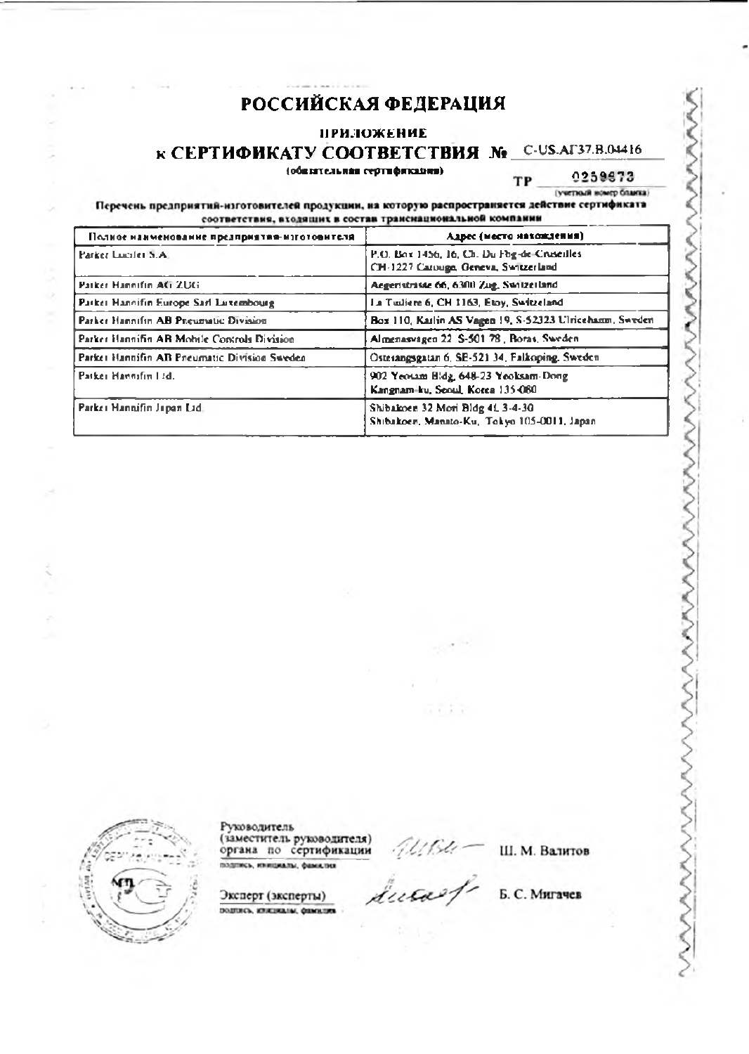# РОССИЙСКАЯ ФЕДЕРАЦИЯ

**ПРИЛОЖЕНИЕ**

**к СЕРТИФИКАТУ СООТВЕТСТВИЯ №** C-US.АГ37.В.04416

(обязательная сертификация)

ТР 0259873

(учетный номер бланка)

**Перечень предприятий-изготовителей продукции, на которую распространяется действие сертификата соответствия, входящих в состав транснациональной компании**

| Полное наименование предприятия-изготовителя | Адрес (место нахождения) |
|---|---|
| Parker Lucifer S.A. | P.O. Box 1456, 16, Ch. Du Fbg-de-Cruseilles CH-1227 Carouge, Geneva, Switzerland |
| Parker Hannifin AG ZUG | Aegeristrasse 66, 6300 Zug, Switzerland |
| Parker Hannifin Europe Sarl Luxembourg | La Tuiliere 6, CH 1163, Etoy, Switzerland |
| Parker Hannifin AB Pneumatic Division | Box 110, Karlin AS Vagen 19, S-52323 Ulricehamn, Sweden |
| Parker Hannifin AB Mobile Controls Division | Almenasvagen 22, S-501 78, Boras, Sweden |
| Parker Hannifin AB Pneumatic Division Sweden | Ostersangsgatan 6, SE-521 34, Falkoping, Sweden |
| Parker Hannifin Ltd. | 902 Yeosam Bldg, 648-23 Yeoksam-Dong Kangnam-ku, Seoul, Korea 135-080 |
| Parker Hannifin Japan Ltd. | Shibakoen 32 Mori Bldg 4L 3-4-30 Shibakoen, Manato-Ku, Tokyo 105-0011, Japan |

Руководитель (заместитель руководителя) органа по сертификации — Ш. М. Валитов

подпись, инициалы, фамилия

Эксперт (эксперты) — Б. С. Мигачев

подпись, инициалы, фамилия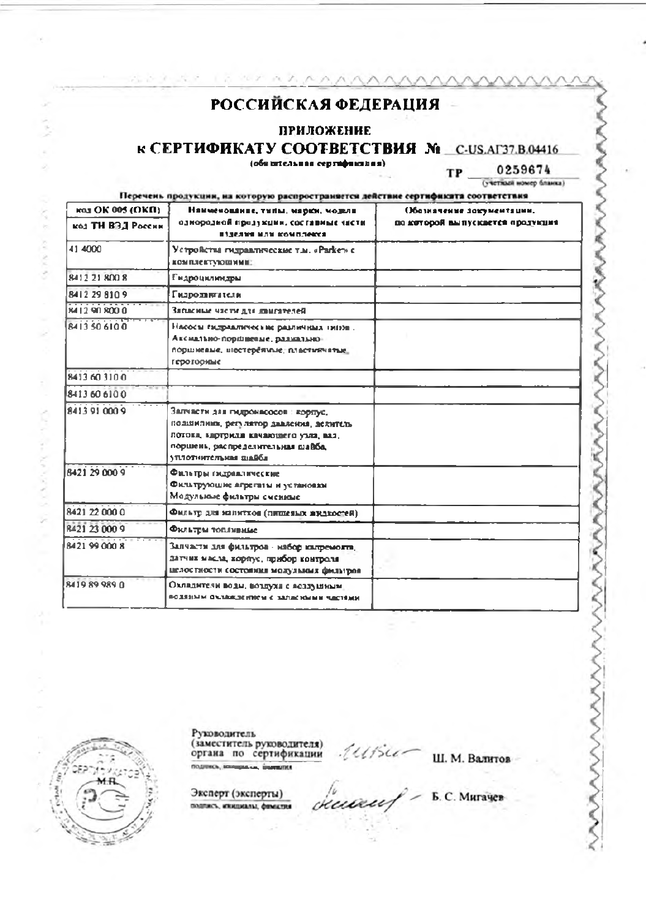# РОССИЙСКАЯ ФЕДЕРАЦИЯ

## ПРИЛОЖЕНИЕ

## к СЕРТИФИКАТУ СООТВЕТСТВИЯ № C-US.АГ37.В.04416

(обязательная сертификация)

ТР 0259674

(учетный номер бланка)

**Перечень продукции, на которую распространяется действие сертификата соответствия**

| код ОК 005 (ОКП) / код ТН ВЭД России | Наименование, типы, марки, модели однородной продукции, составные части изделия или комплекса | Обозначение документации, по которой выпускается продукция |
|---|---|---|
| 41 4000 | Устройства гидравлические т.м. «Parker» с комплектующими: | |
| 8412 21 800 8 | Гидроцилиндры | |
| 8412 29 810 9 | Гидродвигатели | |
| 8412 90 800 0 | Запасные части для двигателей | |
| 8413 50 610 0 | Насосы гидравлические различных типов: Аксиально-поршневые, радиально-поршневые, шестерённые, пластинчатые, героторные | |
| 8413 60 310 0 | | |
| 8413 60 610 0 | | |
| 8413 91 000 9 | Запчасти для гидронасосов: корпус, подшипник, регулятор давления, делитель потока, картридж качающего узла, вал, поршень, распределительная шайба, уплотнительная шайба | |
| 8421 29 000 9 | Фильтры гидравлические Фильтрующие агрегаты и установки Модульные фильтры сменные | |
| 8421 22 000 0 | Фильтр для напитков (пищевых жидкостей) | |
| 8421 23 000 9 | Фильтры топливные | |
| 8421 99 000 8 | Запчасти для фильтров - набор алремонта, датчик масла, корпус, прибор контроля целостности состояния модульных фильтров | |
| 8419 89 989 0 | Охладители воды, воздуха с воздушным, водяным охлаждением с запасными частями | |

М.П.

Руководитель (заместитель руководителя) органа по сертификации — Ш. М. Валитов

подпись, инициалы, фамилия

Эксперт (эксперты) — Б. С. Мигачев

подпись, инициалы, фамилия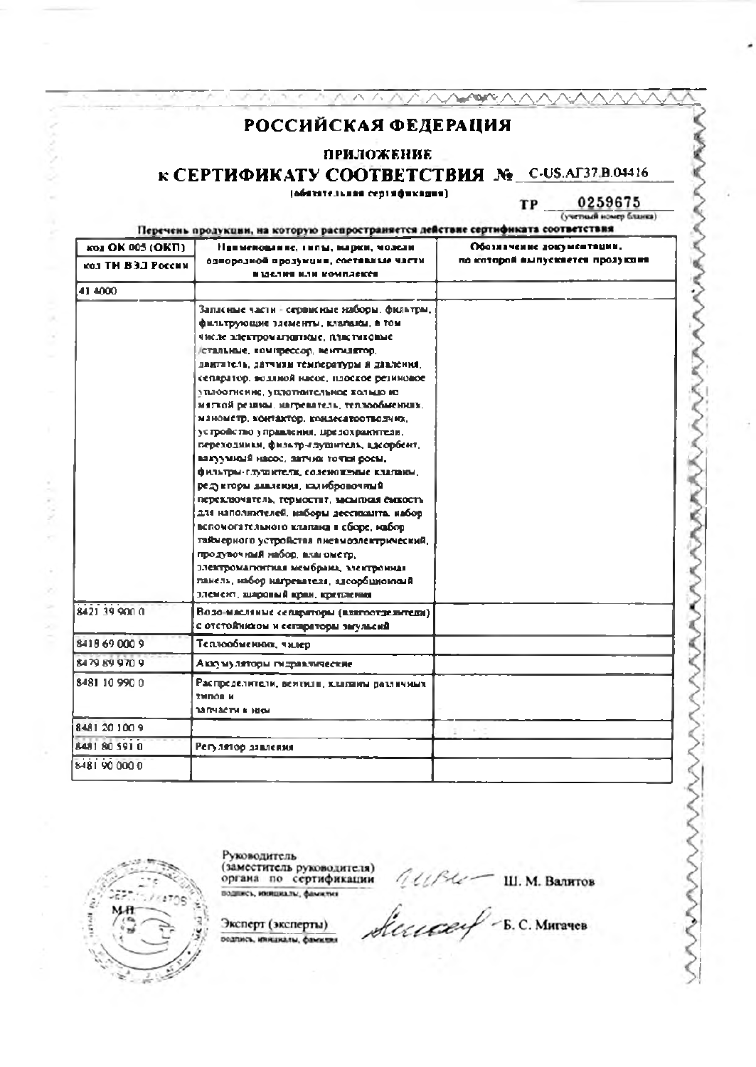# РОССИЙСКАЯ ФЕДЕРАЦИЯ

## ПРИЛОЖЕНИЕ

## к СЕРТИФИКАТУ СООТВЕТСТВИЯ № C-US.АГ37.В.04416

(обязательная сертификация)

ТР 0259675
(учетный номер бланка)

**Перечень продукции, на которую распространяется действие сертификата соответствия**

| код ОК 005 (ОКП) / код ТН ВЭД России | Наименование, типы, марки, модели однородной продукции, составные части изделия или комплексов | Обозначение документации, по которой выпускается продукция |
|---|---|---|
| 41 4000 | | |
| | Запасные части - сервисные наборы, фильтры, фильтрующие элементы, клапаны, в том числе электромагнитные, пластиковые /стальные, компрессор, вентилятор, двигатель, датчики температуры и давления, сепаратор, водяной насос, плоское резиновое уплотнение, уплотнительное кольцо из мягкой резины, нагреватель, теплообменник, манометр, контактор, конденсатоотводчик, устройство управления, предохранители, переходники, фильтр-глушитель, адсорбент, вакуумный насос, датчик точки росы, фильтры-глушители, соленоидные клапаны, редукторы давления, калибровочный переключатель, термостат, засыпная емкость для наполнителей, наборы десиканта, набор вспомогательного клапана в сборе, набор таймерного устройства пневмоэлектрический, продувочный набор, влагомер, электромагнитная мембрана, электронная панель, набор нагревателя, адсорбционный элемент, шаровый кран, крепления | |
| 8421 39 900 0 | Водо-масляные сепараторы (влагоотделители) с отстойником и сепараторы эмульсий | |
| 8418 69 000 9 | Теплообменник, чиллер | |
| 8479 89 970 9 | Аккумуляторы гидравлические | |
| 8481 10 990 0 | Распределители, вентили, клапаны различных типов и запчасти к ним | |
| 8481 20 100 9 | | |
| 8481 80 591 0 | Регулятор давления | |
| 8481 90 000 0 | | |

М.П.

Руководитель (заместитель руководителя) органа по сертификации — Ш. М. Валитов
подпись, инициалы, фамилия

Эксперт (эксперты) — Б. С. Мигачев
подпись, инициалы, фамилия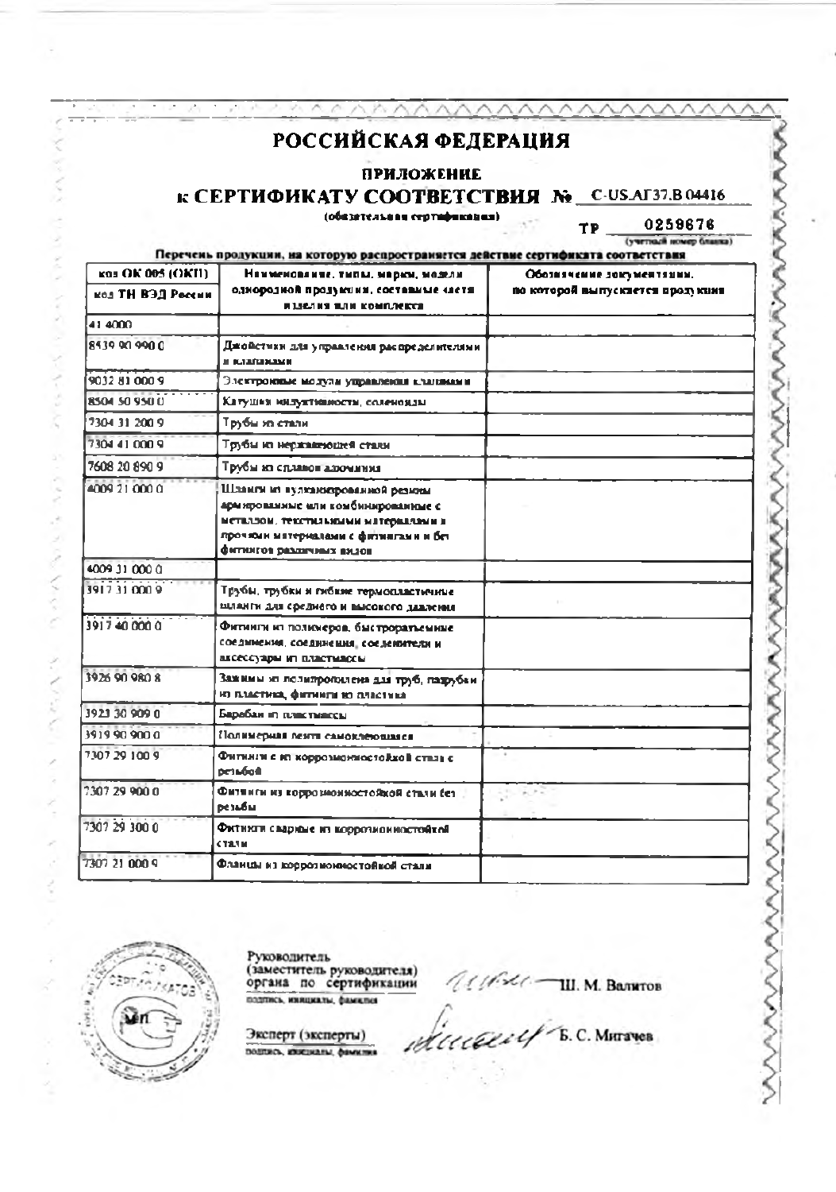# РОССИЙСКАЯ ФЕДЕРАЦИЯ

## ПРИЛОЖЕНИЕ

## к СЕРТИФИКАТУ СООТВЕТСТВИЯ № C-US.АГ37.В 04416

(обязательная сертификация)

ТР 0259676
(учетный номер бланка)

**Перечень продукции, на которую распространяется действие сертификата соответствия**

| код ОК 005 (ОКП) / код ТН ВЭД России | Наименование, типы, марки, модели однородной продукции, составные части изделия или комплекта | Обозначение документации, по которой выпускается продукция |
|---|---|---|
| 41 4000 | | |
| 8439 90 990 0 | Джойстики для управления распределителями и клапанами | |
| 9032 81 000 9 | Электронные модули управления клапанами | |
| 8504 50 950 0 | Катушки индуктивности, соленоиды | |
| 7304 31 200 9 | Трубы из стали | |
| 7304 41 000 9 | Трубы из нержавеющей стали | |
| 7608 20 890 9 | Трубы из сплавов алюминия | |
| 4009 21 000 0 | Шланги из вулканизированной резины армированные или комбинированные с металлом, текстильными материалами и прочими материалами с фитингами и без фитингов различных видов | |
| 4009 31 000 0 | | |
| 3917 31 000 9 | Трубы, трубки и гибкие термопластичные шланги для среднего и высокого давления | |
| 3917 40 000 0 | Фитинги из полимеров, быстроразъемные соединения, соединения, соединители и аксессуары из пластмассы | |
| 3926 90 980 8 | Зажимы из полипропилена для труб, патрубки из пластика, фитинги из пластика | |
| 3923 30 909 0 | Барабан из пластмассы | |
| 3919 90 900 0 | Полимерная лента самоклеющаяся | |
| 7307 29 100 9 | Фитинги из коррозионностойкой стали с резьбой | |
| 7307 29 900 0 | Фитинги из коррозионностойкой стали без резьбы | |
| 7307 29 300 0 | Фитинги сварные из коррозионностойкой стали | |
| 7307 21 000 9 | Фланцы из коррозионностойкой стали | |

Руководитель (заместитель руководителя) органа по сертификации
подпись, инициалы, фамилия
Ш. М. Валитов

Эксперт (эксперты)
подпись, инициалы, фамилия
Б. С. Митачев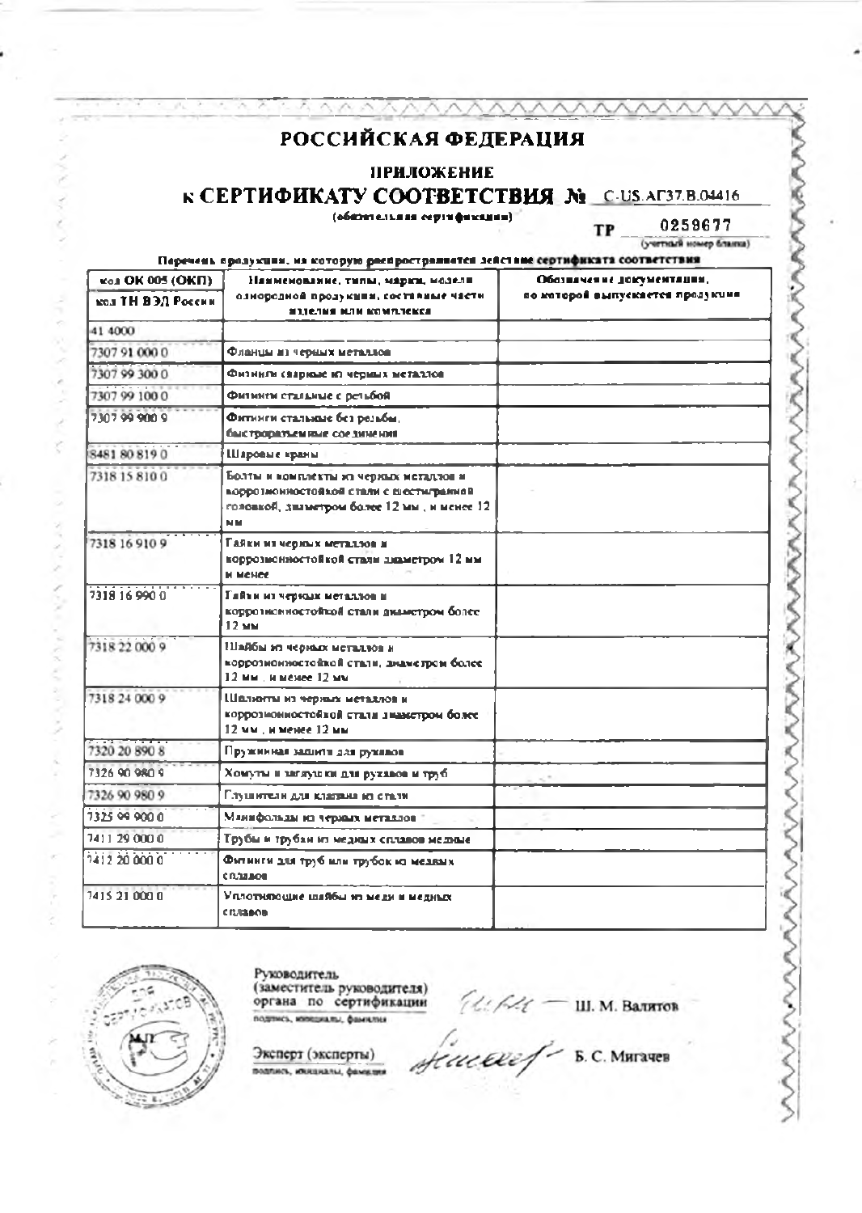# РОССИЙСКАЯ ФЕДЕРАЦИЯ

## ПРИЛОЖЕНИЕ

## к СЕРТИФИКАТУ СООТВЕТСТВИЯ № C-US.АГ37.В.04416

(обязательная сертификация)

ТР 0259677
(учетный номер бланка)

Перечень продукции, на которую распространяется действие сертификата соответствия

| код ОК 005 (ОКП) / код ТН ВЭД России | Наименование, типы, марки, модели однородной продукции, составные части изделия или комплекса | Обозначение документации, по которой выпускается продукция |
|---|---|---|
| 41 4000 | | |
| 7307 91 000 0 | Фланцы из черных металлов | |
| 7307 99 300 0 | Фитинги сварные из черных металлов | |
| 7307 99 100 0 | Фитинги стальные с резьбой | |
| 7307 99 900 9 | Фитинги стальные без резьбы, быстроразъемные соединения | |
| 8481 80 819 0 | Шаровые краны | |
| 7318 15 810 0 | Болты и комплекты из черных металлов и коррозионностойкой стали с шестигранной головкой, диаметром более 12 мм , и менее 12 мм | |
| 7318 16 910 9 | Гайки из черных металлов и коррозионностойкой стали диаметром 12 мм и менее | |
| 7318 16 990 0 | Гайки из черных металлов и коррозионностойкой стали диаметром более 12 мм | |
| 7318 22 000 9 | Шайбы из черных металлов и коррозионностойкой стали, диаметром более 12 мм , и менее 12 мм | |
| 7318 24 000 9 | Шплинты из черных металлов и коррозионностойкой стали диаметром более 12 мм , и менее 12 мм | |
| 7320 20 890 8 | Пружинная защита для рукавов | |
| 7326 90 980 9 | Хомуты и заглушки для рукавов и труб | |
| 7326 90 980 9 | Глушители для клапана из стали | |
| 7325 99 900 0 | Манифольды из черных металлов | |
| 7411 29 000 0 | Трубы и трубки из медных сплавов медные | |
| 7412 20 000 0 | Фитинги для труб или трубок из медных сплавов | |
| 7415 21 000 0 | Уплотняющие шайбы из меди и медных сплавов | |

М.П.

Руководитель (заместитель руководителя) органа по сертификации — Ш. М. Валитов
подпись, инициалы, фамилия

Эксперт (эксперты) — Б. С. Мигачев
подпись, инициалы, фамилия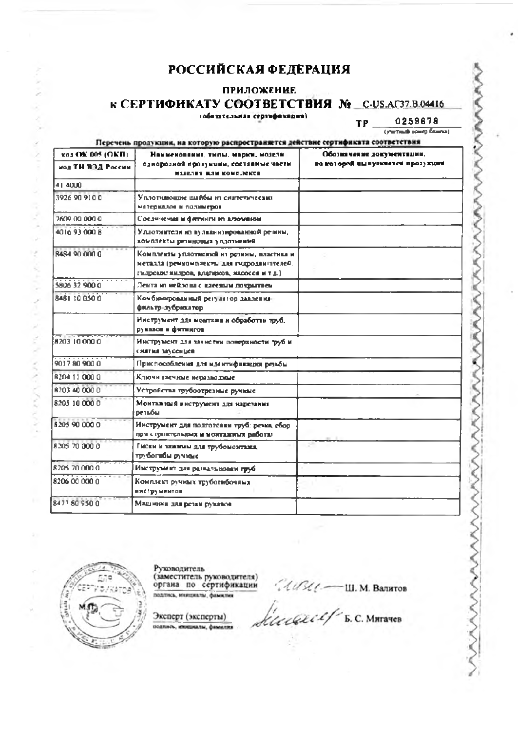# РОССИЙСКАЯ ФЕДЕРАЦИЯ

## ПРИЛОЖЕНИЕ

## к СЕРТИФИКАТУ СООТВЕТСТВИЯ № C-US.АГ37.В.04416

(обязательная сертификация)

ТР 0259678

(учетный номер бланка)

**Перечень продукции, на которую распространяется действие сертификата соответствия**

| код ОК 005 (ОКП) код ТН ВЭД России | Наименование, типы, марки, модели однородной продукции, составные части изделия или комплекса | Обозначение документации, по которой выпускается продукция |
|---|---|---|
| 41 4000 | | |
| 3926 90 910 0 | Уплотняющие шайбы из синтетических материалов и полимеров | |
| 7609 00 000 0 | Соединения и фитинги из алюминия | |
| 4016 93 000 8 | Уплотнители из вулканизированной резины, комплекты резиновых уплотнений | |
| 8484 90 000 0 | Комплекты уплотнений из резины, пластика и металла (ремкомплекты для гидродвигателей, гидроцилиндров, клапанов, насосов и т.д.) | |
| 5806 32 900 0 | Лента из нейлона с клеевым покрытием | |
| 8481 10 050 0 | Комбинированный регулятор давления-фильтр-лубрикатор | |
| | Инструмент для монтажа и обработки труб, рукавов и фитингов | |
| 8203 10 000 0 | Инструмент для зачистки поверхности труб и снятия заусенцев | |
| 9017 80 900 0 | Приспособления для идентификации резьбы | |
| 8204 11 000 0 | Ключи гаечные неразводные | |
| 8203 40 000 0 | Устройства трубоотрезные ручные | |
| 8205 10 000 0 | Монтажный инструмент для нарезания резьбы | |
| 8205 90 000 0 | Инструмент для подготовки труб: резка, сбор при строительных и монтажных работах | |
| 8205 70 000 0 | Тиски и зажимы для трубомонтажа, трубогибы ручные | |
| 8205 70 000 0 | Инструмент для развальцовки труб | |
| 8206 00 000 0 | Комплект ручных трубогибочных инструментов | |
| 8477 80 950 0 | Машинки для резки рукавов | |

М.П.

Руководитель (заместитель руководителя) органа по сертификации — Ш. М. Валитов

подпись, инициалы, фамилия

Эксперт (эксперты) — Б. С. Мигачев

подпись, инициалы, фамилия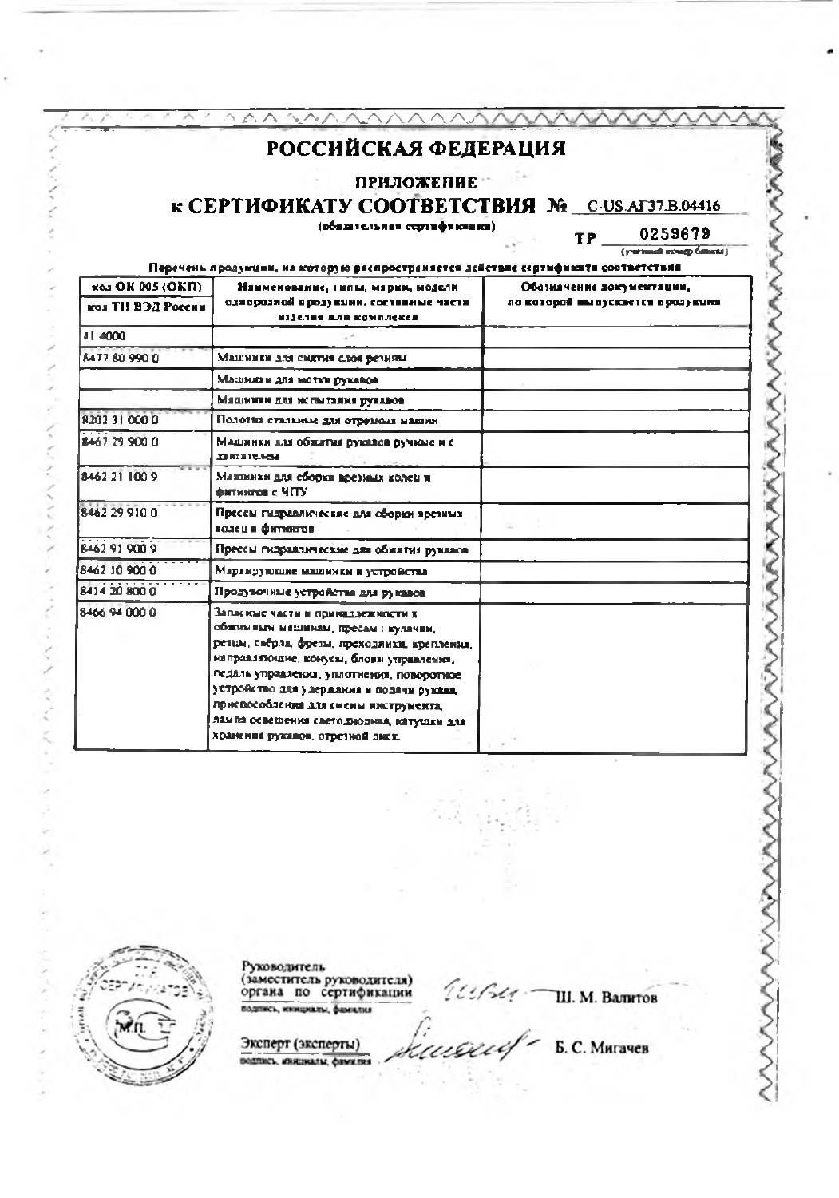# РОССИЙСКАЯ ФЕДЕРАЦИЯ

## ПРИЛОЖЕНИЕ

## к СЕРТИФИКАТУ СООТВЕТСТВИЯ № C-US.АГ37.B.04416

(обязательная сертификация)

ТР 0259679
(учетный номер бланка)

Перечень продукции, на которую распространяется действие сертификата соответствия

| код ОК 005 (ОКП) / код ТН ВЭД России | Наименование, типы, марки, модели однородной продукции, составные части изделия или комплекса | Обозначение документации, по которой выпускается продукция |
|---|---|---|
| 41 4000 | | |
| 8477 80 990 0 | Машинки для снятия слоя резины | |
| | Машинки для мотки рукавов | |
| | Машинки для испытания рукавов | |
| 8202 31 000 0 | Полотна стальные для отрезных машин | |
| 8467 29 900 0 | Машинки для обжатия рукавов ручные и с двигателем | |
| 8462 21 100 9 | Машинки для сборки врезных колец и фитингов с ЧПУ | |
| 8462 29 910 0 | Прессы гидравлические для сборки врезных колец и фитингов | |
| 8462 91 900 9 | Прессы гидравлические для обжатия рукавов | |
| 8462 10 900 0 | Маркирующие машинки и устройства | |
| 8414 20 800 0 | Продувочные устройства для рукавов | |
| 8466 94 000 0 | Запасные части и принадлежности к обжимным машинам, прессам : кулачки, резцы, свёрла, фрезы, переходники, крепления, направляющие, конусы, блоки управления, педаль управления, уплотнения, поворотное устройство для удержания и подачи рукава, приспособления для смены инструмента, лампа освещения светодиодная, катушки для хранения рукавов, отрезной диск. | |

М.П.

Руководитель (заместитель руководителя) органа по сертификации — Ш. М. Валитов
подпись, инициалы, фамилия

Эксперт (эксперты) — Б. С. Мигачев
подпись, инициалы, фамилия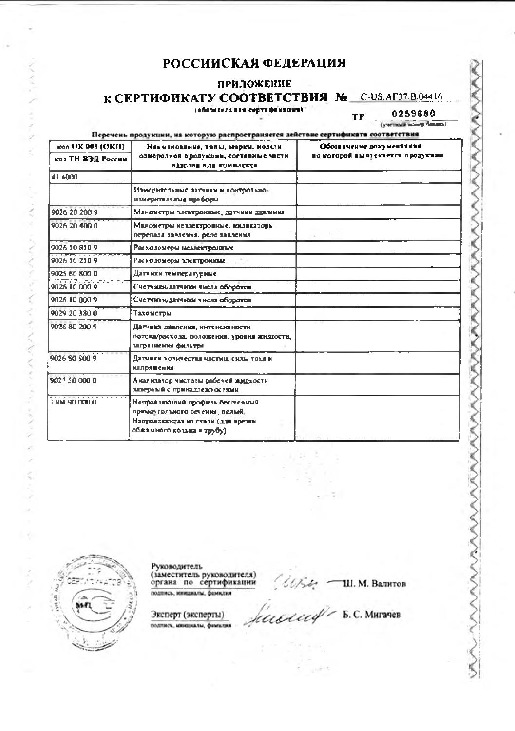# РОССИЙСКАЯ ФЕДЕРАЦИЯ

## ПРИЛОЖЕНИЕ

## к СЕРТИФИКАТУ СООТВЕТСТВИЯ № C-US.АГ37.В.04416

(обязательная сертификация)

ТР 0259680

(учетный номер бланка)

**Перечень продукции, на которую распространяется действие сертификата соответствия**

| код ОК 005 (ОКП) / код ТН ВЭД России | Наименование, типы, марки, модели однородной продукции, составные части изделия или комплекса | Обозначение документации, по которой выпускается продукция |
|---|---|---|
| 41 4000 | | |
| | Измерительные датчики и контрольно-измерительные приборы | |
| 9026 20 200 9 | Манометры электронные, датчики давления | |
| 9026 20 400 0 | Манометры неэлектронные, индикаторы перепада давления, реле давления | |
| 9026 10 810 9 | Расходомеры неэлектронные | |
| 9026 10 210 9 | Расходомеры электронные | |
| 9025 80 800 0 | Датчики температурные | |
| 9026 10 000 9 | Счетчики/датчики числа оборотов | |
| 9026 10 000 9 | Счетчики/датчики числа оборотов | |
| 9029 20 380 0 | Тахометры | |
| 9026 80 200 9 | Датчики давления, интенсивности потока/расхода, положения, уровня жидкости, загрязнения фильтра | |
| 9026 80 800 9 | Датчики количества частиц, силы тока и напряжения | |
| 9027 50 000 0 | Анализатор чистоты рабочей жидкости лазерный с принадлежностями | |
| 7304 90 000 0 | Направляющий профиль бесшовный прямоугольного сечения, полый. Направляющая из стали (для врезки обжимного кольца в трубу) | |

Руководитель (заместитель руководителя) органа по сертификации — Ш. М. Валитов

подпись, инициалы, фамилия

Эксперт (эксперты) — Б. С. Мигачев

подпись, инициалы, фамилия